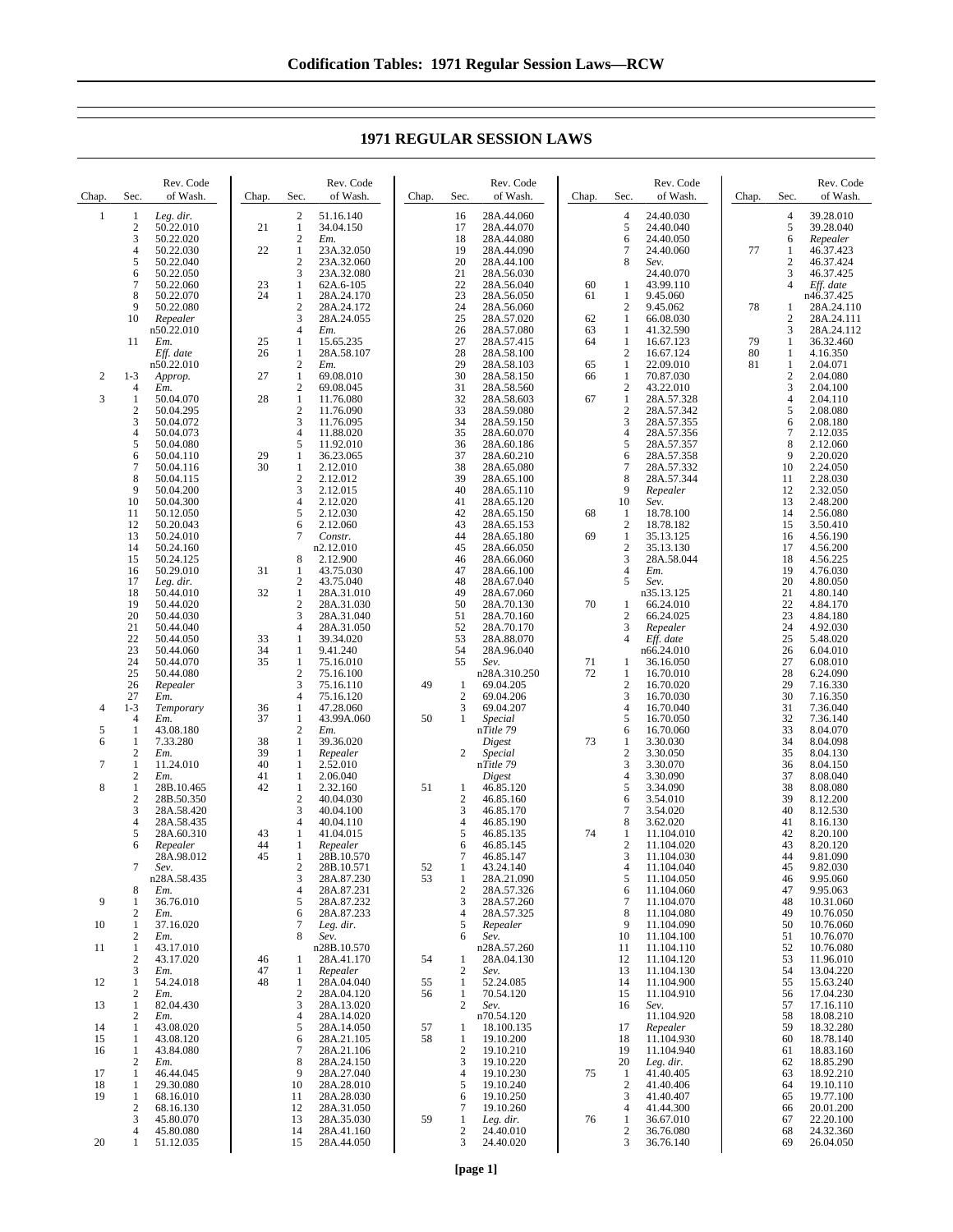# 1971 REGULAR SESSION LAWS

| Chap. | Sec. | Rev. Code of Wash. |
|---|---|---|
| 1 | 1 | *Leg. dir.* |
| | 2 | 50.22.010 |
| | 3 | 50.22.020 |
| | 4 | 50.22.030 |
| | 5 | 50.22.040 |
| | 6 | 50.22.050 |
| | 7 | 50.22.060 |
| | 8 | 50.22.070 |
| | 9 | 50.22.080 |
| | 10 | *Repealer* n50.22.010 |
| | 11 | *Em.* |
| | | *Eff. date* n50.22.010 |
| 2 | 1-3 | *Approp.* |
| | 4 | *Em.* |
| 3 | 1 | 50.04.070 |
| | 2 | 50.04.295 |
| | 3 | 50.04.072 |
| | 4 | 50.04.073 |
| | 5 | 50.04.080 |
| | 6 | 50.04.110 |
| | 7 | 50.04.116 |
| | 8 | 50.04.115 |
| | 9 | 50.04.200 |
| | 10 | 50.04.300 |
| | 11 | 50.12.050 |
| | 12 | 50.20.043 |
| | 13 | 50.24.010 |
| | 14 | 50.24.160 |
| | 15 | 50.24.125 |
| | 16 | 50.29.010 |
| | 17 | *Leg. dir.* |
| | 18 | 50.44.010 |
| | 19 | 50.44.020 |
| | 20 | 50.44.030 |
| | 21 | 50.44.040 |
| | 22 | 50.44.050 |
| | 23 | 50.44.060 |
| | 24 | 50.44.070 |
| | 25 | 50.44.080 |
| | 26 | *Repealer* |
| | 27 | *Em.* |
| 4 | 1-3 | *Temporary* |
| | 4 | *Em.* |
| 5 | 1 | 43.08.180 |
| 6 | 1 | 7.33.280 |
| | 2 | *Em.* |
| 7 | 1 | 11.24.010 |
| | 2 | *Em.* |
| 8 | 1 | 28B.10.465 |
| | 2 | 28B.50.350 |
| | 3 | 28A.58.420 |
| | 4 | 28A.58.435 |
| | 5 | 28A.60.310 |
| | 6 | *Repealer* 28A.98.012 |
| | 7 | *Sev.* n28A.58.435 |
| | 8 | *Em.* |
| 9 | 1 | 36.76.010 |
| | 2 | *Em.* |
| 10 | 1 | 37.16.020 |
| | 2 | *Em.* |
| 11 | 1 | 43.17.010 |
| | 2 | 43.17.020 |
| | 3 | *Em.* |
| 12 | 1 | 54.24.018 |
| | 2 | *Em.* |
| 13 | 1 | 82.04.430 |
| | 2 | *Em.* |
| 14 | 1 | 43.08.020 |
| 15 | 1 | 43.08.120 |
| 16 | 1 | 43.84.080 |
| | 2 | *Em.* |
| 17 | 1 | 46.44.045 |
| 18 | 1 | 29.30.080 |
| 19 | 1 | 68.16.010 |
| | 2 | 68.16.130 |
| | 3 | 45.80.070 |
| | 4 | 45.80.080 |
| 20 | 1 | 51.12.035 |
| | 2 | 51.16.140 |
| 21 | 1 | 34.04.150 |
| | 2 | *Em.* |
| 22 | 1 | 23A.32.050 |
| | 2 | 23A.32.060 |
| | 3 | 23A.32.080 |
| 23 | 1 | 62A.6-105 |
| 24 | 1 | 28A.24.170 |
| | 2 | 28A.24.172 |
| | 3 | 28A.24.055 |
| | 4 | *Em.* |
| 25 | 1 | 15.65.235 |
| 26 | 1 | 28A.58.107 |
| | 2 | *Em.* |
| 27 | 1 | 69.08.010 |
| | 2 | 69.08.045 |
| 28 | 1 | 11.76.080 |
| | 2 | 11.76.090 |
| | 3 | 11.76.095 |
| | 4 | 11.88.020 |
| | 5 | 11.92.010 |
| 29 | 1 | 36.23.065 |
| 30 | 1 | 2.12.010 |
| | 2 | 2.12.012 |
| | 3 | 2.12.015 |
| | 4 | 2.12.020 |
| | 5 | 2.12.030 |
| | 6 | 2.12.060 |
| | 7 | *Constr.* n2.12.010 |
| | 8 | 2.12.900 |
| 31 | 1 | 43.75.030 |
| | 2 | 43.75.040 |
| 32 | 1 | 28A.31.010 |
| | 2 | 28A.31.030 |
| | 3 | 28A.31.040 |
| | 4 | 28A.31.050 |
| 33 | 1 | 39.34.020 |
| 34 | 1 | 9.41.240 |
| 35 | 1 | 75.16.010 |
| | 2 | 75.16.100 |
| | 3 | 75.16.110 |
| | 4 | 75.16.120 |
| 36 | 1 | 47.28.060 |
| 37 | 1 | 43.99A.060 |
| | 2 | *Em.* |
| 38 | 1 | 39.36.020 |
| 39 | 1 | *Repealer* |
| 40 | 1 | 2.52.010 |
| 41 | 1 | 2.06.040 |
| 42 | 1 | 2.32.160 |
| | 2 | 40.04.030 |
| | 3 | 40.04.100 |
| | 4 | 40.04.110 |
| 43 | 1 | 41.04.015 |
| 44 | 1 | *Repealer* |
| 45 | 1 | 28B.10.570 |
| | 2 | 28B.10.571 |
| | 3 | 28A.87.230 |
| | 4 | 28A.87.231 |
| | 5 | 28A.87.232 |
| | 6 | 28A.87.233 |
| | 7 | *Leg. dir.* |
| | 8 | *Sev.* n28B.10.570 |
| 46 | 1 | 28A.41.170 |
| 47 | 1 | *Repealer* |
| 48 | 1 | 28A.04.040 |
| | 2 | 28A.04.120 |
| | 3 | 28A.13.020 |
| | 4 | 28A.14.020 |
| | 5 | 28A.14.050 |
| | 6 | 28A.21.105 |
| | 7 | 28A.21.106 |
| | 8 | 28A.24.150 |
| | 9 | 28A.27.040 |
| | 10 | 28A.28.010 |
| | 11 | 28A.28.030 |
| | 12 | 28A.31.050 |
| | 13 | 28A.35.030 |
| | 14 | 28A.41.160 |
| | 15 | 28A.44.050 |
| | 16 | 28A.44.060 |
| | 17 | 28A.44.070 |
| | 18 | 28A.44.080 |
| | 19 | 28A.44.090 |
| | 20 | 28A.44.100 |
| | 21 | 28A.56.030 |
| | 22 | 28A.56.040 |
| | 23 | 28A.56.050 |
| | 24 | 28A.56.060 |
| | 25 | 28A.57.020 |
| | 26 | 28A.57.080 |
| | 27 | 28A.57.415 |
| | 28 | 28A.58.100 |
| | 29 | 28A.58.103 |
| | 30 | 28A.58.150 |
| | 31 | 28A.58.560 |
| | 32 | 28A.58.603 |
| | 33 | 28A.59.080 |
| | 34 | 28A.59.150 |
| | 35 | 28A.60.070 |
| | 36 | 28A.60.186 |
| | 37 | 28A.60.210 |
| | 38 | 28A.65.080 |
| | 39 | 28A.65.100 |
| | 40 | 28A.65.110 |
| | 41 | 28A.65.120 |
| | 42 | 28A.65.150 |
| | 43 | 28A.65.153 |
| | 44 | 28A.65.180 |
| | 45 | 28A.66.050 |
| | 46 | 28A.66.060 |
| | 47 | 28A.66.100 |
| | 48 | 28A.67.040 |
| | 49 | 28A.67.060 |
| | 50 | 28A.70.130 |
| | 51 | 28A.70.160 |
| | 52 | 28A.70.170 |
| | 53 | 28A.88.070 |
| | 54 | 28A.96.040 |
| | 55 | *Sev.* n28A.310.250 |
| 49 | 1 | 69.04.205 |
| | 2 | 69.04.206 |
| | 3 | 69.04.207 |
| 50 | 1 | *Special* nTitle 79 *Digest* |
| | 2 | *Special* nTitle 79 *Digest* |
| 51 | 1 | 46.85.120 |
| | 2 | 46.85.160 |
| | 3 | 46.85.170 |
| | 4 | 46.85.190 |
| | 5 | 46.85.135 |
| | 6 | 46.85.145 |
| | 7 | 46.85.147 |
| 52 | 1 | 43.24.140 |
| 53 | 1 | 28A.21.090 |
| | 2 | 28A.57.326 |
| | 3 | 28A.57.260 |
| | 4 | 28A.57.325 |
| | 5 | *Repealer* |
| | 6 | *Sev.* n28A.57.260 |
| 54 | 1 | 28A.04.130 |
| | 2 | *Sev.* |
| 55 | 1 | 52.24.085 |
| 56 | 1 | 70.54.120 |
| | 2 | *Sev.* n70.54.120 |
| 57 | 1 | 18.100.135 |
| 58 | 1 | 19.10.200 |
| | 2 | 19.10.210 |
| | 3 | 19.10.220 |
| | 4 | 19.10.230 |
| | 5 | 19.10.240 |
| | 6 | 19.10.250 |
| | 7 | 19.10.260 |
| 59 | 1 | *Leg. dir.* |
| | 2 | 24.40.010 |
| | 3 | 24.40.020 |
| | 4 | 24.40.030 |
| | 5 | 24.40.040 |
| | 6 | 24.40.050 |
| | 7 | 24.40.060 |
| | 8 | *Sev.* 24.40.070 |
| 60 | 1 | 43.99.110 |
| 61 | 1 | 9.45.060 |
| | 2 | 9.45.062 |
| 62 | 1 | 66.08.030 |
| 63 | 1 | 41.32.590 |
| 64 | 1 | 16.67.123 |
| | 2 | 16.67.124 |
| 65 | 1 | 22.09.010 |
| 66 | 1 | 70.87.030 |
| | 2 | 43.22.010 |
| 67 | 1 | 28A.57.328 |
| | 2 | 28A.57.342 |
| | 3 | 28A.57.355 |
| | 4 | 28A.57.356 |
| | 5 | 28A.57.357 |
| | 6 | 28A.57.358 |
| | 7 | 28A.57.332 |
| | 8 | 28A.57.344 |
| | 9 | *Repealer* |
| | 10 | *Sev.* |
| 68 | 1 | 18.78.100 |
| | 2 | 18.78.182 |
| 69 | 1 | 35.13.125 |
| | 2 | 35.13.130 |
| | 3 | 28A.58.044 |
| | 4 | *Em.* |
| | 5 | *Sev.* n35.13.125 |
| 70 | 1 | 66.24.010 |
| | 2 | 66.24.025 |
| | 3 | *Repealer* |
| | 4 | *Eff. date* n66.24.010 |
| 71 | 1 | 36.16.050 |
| 72 | 1 | 16.70.010 |
| | 2 | 16.70.020 |
| | 3 | 16.70.030 |
| | 4 | 16.70.040 |
| | 5 | 16.70.050 |
| | 6 | 16.70.060 |
| 73 | 1 | 3.30.030 |
| | 2 | 3.30.050 |
| | 3 | 3.30.070 |
| | 4 | 3.30.090 |
| | 5 | 3.34.090 |
| | 6 | 3.54.010 |
| | 7 | 3.54.020 |
| | 8 | 3.62.020 |
| 74 | 1 | 11.104.010 |
| | 2 | 11.104.020 |
| | 3 | 11.104.030 |
| | 4 | 11.104.040 |
| | 5 | 11.104.050 |
| | 6 | 11.104.060 |
| | 7 | 11.104.070 |
| | 8 | 11.104.080 |
| | 9 | 11.104.090 |
| | 10 | 11.104.100 |
| | 11 | 11.104.110 |
| | 12 | 11.104.120 |
| | 13 | 11.104.130 |
| | 14 | 11.104.900 |
| | 15 | 11.104.910 |
| | 16 | *Sev.* 11.104.920 |
| | 17 | *Repealer* |
| | 18 | 11.104.930 |
| | 19 | 11.104.940 |
| | 20 | *Leg. dir.* |
| 75 | 1 | 41.40.405 |
| | 2 | 41.40.406 |
| | 3 | 41.40.407 |
| | 4 | 41.44.300 |
| 76 | 1 | 36.67.010 |
| | 2 | 36.76.080 |
| | 3 | 36.76.140 |
| | 4 | 39.28.010 |
| | 5 | 39.28.040 |
| | 6 | *Repealer* |
| 77 | 1 | 46.37.423 |
| | 2 | 46.37.424 |
| | 3 | 46.37.425 |
| | 4 | *Eff. date* n46.37.425 |
| 78 | 1 | 28A.24.110 |
| | 2 | 28A.24.111 |
| | 3 | 28A.24.112 |
| 79 | 1 | 36.32.460 |
| 80 | 1 | 4.16.350 |
| 81 | 1 | 2.04.071 |
| | 2 | 2.04.080 |
| | 3 | 2.04.100 |
| | 4 | 2.04.110 |
| | 5 | 2.08.080 |
| | 6 | 2.08.180 |
| | 7 | 2.12.035 |
| | 8 | 2.12.060 |
| | 9 | 2.20.020 |
| | 10 | 2.24.050 |
| | 11 | 2.28.030 |
| | 12 | 2.32.050 |
| | 13 | 2.48.200 |
| | 14 | 2.56.080 |
| | 15 | 3.50.410 |
| | 16 | 4.56.190 |
| | 17 | 4.56.200 |
| | 18 | 4.56.225 |
| | 19 | 4.76.030 |
| | 20 | 4.80.050 |
| | 21 | 4.80.140 |
| | 22 | 4.84.170 |
| | 23 | 4.84.180 |
| | 24 | 4.92.030 |
| | 25 | 5.48.020 |
| | 26 | 6.04.010 |
| | 27 | 6.08.010 |
| | 28 | 6.24.090 |
| | 29 | 7.16.330 |
| | 30 | 7.16.350 |
| | 31 | 7.36.040 |
| | 32 | 7.36.140 |
| | 33 | 8.04.070 |
| | 34 | 8.04.098 |
| | 35 | 8.04.130 |
| | 36 | 8.04.150 |
| | 37 | 8.08.040 |
| | 38 | 8.08.080 |
| | 39 | 8.12.200 |
| | 40 | 8.12.530 |
| | 41 | 8.16.130 |
| | 42 | 8.20.100 |
| | 43 | 8.20.120 |
| | 44 | 9.81.090 |
| | 45 | 9.82.030 |
| | 46 | 9.95.060 |
| | 47 | 9.95.063 |
| | 48 | 10.31.060 |
| | 49 | 10.76.050 |
| | 50 | 10.76.060 |
| | 51 | 10.76.070 |
| | 52 | 10.76.080 |
| | 53 | 11.96.010 |
| | 54 | 13.04.220 |
| | 55 | 15.63.240 |
| | 56 | 17.04.230 |
| | 57 | 17.16.110 |
| | 58 | 18.08.210 |
| | 59 | 18.32.280 |
| | 60 | 18.78.140 |
| | 61 | 18.83.160 |
| | 62 | 18.85.290 |
| | 63 | 18.92.210 |
| | 64 | 19.10.110 |
| | 65 | 19.77.100 |
| | 66 | 20.01.200 |
| | 67 | 22.20.100 |
| | 68 | 24.32.360 |
| | 69 | 26.04.050 |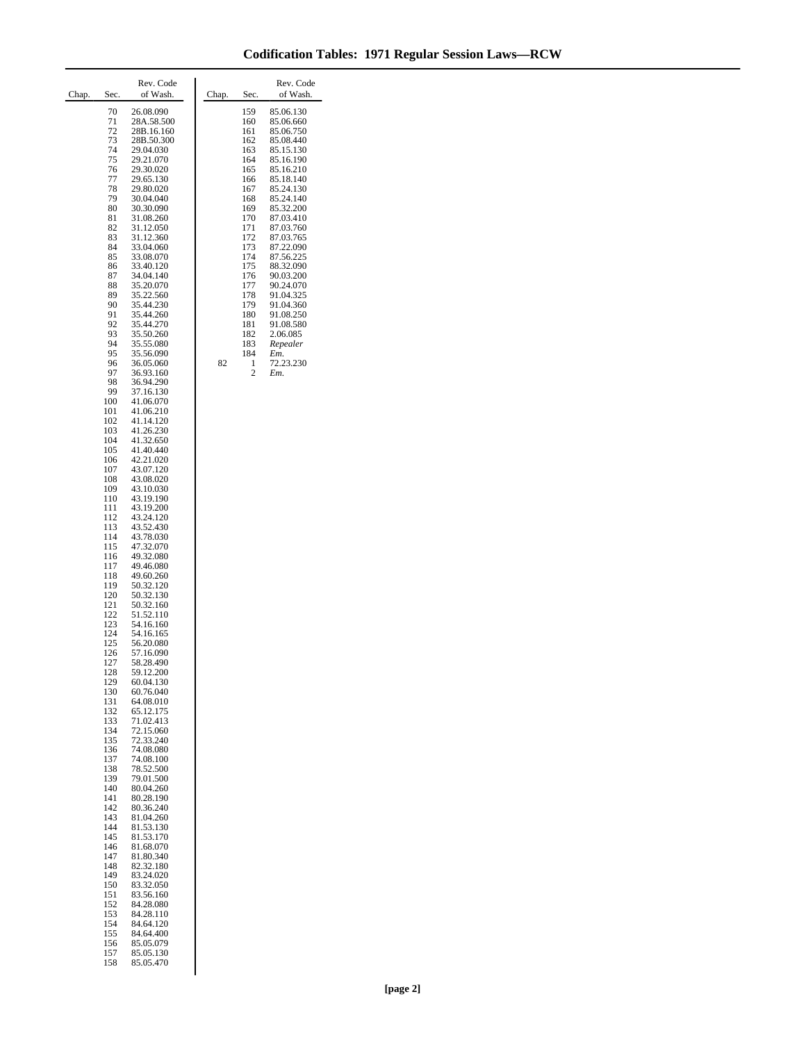# Codification Tables: 1971 Regular Session Laws—RCW

| Chap. | Sec. | Rev. Code of Wash. |
|---|---|---|
| | 70 | 26.08.090 |
| | 71 | 28A.58.500 |
| | 72 | 28B.16.160 |
| | 73 | 28B.50.300 |
| | 74 | 29.04.030 |
| | 75 | 29.21.070 |
| | 76 | 29.30.020 |
| | 77 | 29.65.130 |
| | 78 | 29.80.020 |
| | 79 | 30.04.040 |
| | 80 | 30.30.090 |
| | 81 | 31.08.260 |
| | 82 | 31.12.050 |
| | 83 | 31.12.360 |
| | 84 | 33.04.060 |
| | 85 | 33.08.070 |
| | 86 | 33.40.120 |
| | 87 | 34.04.140 |
| | 88 | 35.20.070 |
| | 89 | 35.22.560 |
| | 90 | 35.44.230 |
| | 91 | 35.44.260 |
| | 92 | 35.44.270 |
| | 93 | 35.50.260 |
| | 94 | 35.55.080 |
| | 95 | 35.56.090 |
| | 96 | 36.05.060 |
| | 97 | 36.93.160 |
| | 98 | 36.94.290 |
| | 99 | 37.16.130 |
| | 100 | 41.06.070 |
| | 101 | 41.06.210 |
| | 102 | 41.14.120 |
| | 103 | 41.26.230 |
| | 104 | 41.32.650 |
| | 105 | 41.40.440 |
| | 106 | 42.21.020 |
| | 107 | 43.07.120 |
| | 108 | 43.08.020 |
| | 109 | 43.10.030 |
| | 110 | 43.19.190 |
| | 111 | 43.19.200 |
| | 112 | 43.24.120 |
| | 113 | 43.52.430 |
| | 114 | 43.78.030 |
| | 115 | 47.32.070 |
| | 116 | 49.32.080 |
| | 117 | 49.46.080 |
| | 118 | 49.60.260 |
| | 119 | 50.32.120 |
| | 120 | 50.32.130 |
| | 121 | 50.32.160 |
| | 122 | 51.52.110 |
| | 123 | 54.16.160 |
| | 124 | 54.16.165 |
| | 125 | 56.20.080 |
| | 126 | 57.16.090 |
| | 127 | 58.28.490 |
| | 128 | 59.12.200 |
| | 129 | 60.04.130 |
| | 130 | 60.76.040 |
| | 131 | 64.08.010 |
| | 132 | 65.12.175 |
| | 133 | 71.02.413 |
| | 134 | 72.15.060 |
| | 135 | 72.33.240 |
| | 136 | 74.08.080 |
| | 137 | 74.08.100 |
| | 138 | 78.52.500 |
| | 139 | 79.01.500 |
| | 140 | 80.04.260 |
| | 141 | 80.28.190 |
| | 142 | 80.36.240 |
| | 143 | 81.04.260 |
| | 144 | 81.53.130 |
| | 145 | 81.53.170 |
| | 146 | 81.68.070 |
| | 147 | 81.80.340 |
| | 148 | 82.32.180 |
| | 149 | 83.24.020 |
| | 150 | 83.32.050 |
| | 151 | 83.56.160 |
| | 152 | 84.28.080 |
| | 153 | 84.28.110 |
| | 154 | 84.64.120 |
| | 155 | 84.64.400 |
| | 156 | 85.05.079 |
| | 157 | 85.05.130 |
| | 158 | 85.05.470 |
| | 159 | 85.06.130 |
| | 160 | 85.06.660 |
| | 161 | 85.06.750 |
| | 162 | 85.08.440 |
| | 163 | 85.15.130 |
| | 164 | 85.16.190 |
| | 165 | 85.16.210 |
| | 166 | 85.18.140 |
| | 167 | 85.24.130 |
| | 168 | 85.24.140 |
| | 169 | 85.32.200 |
| | 170 | 87.03.410 |
| | 171 | 87.03.760 |
| | 172 | 87.03.765 |
| | 173 | 87.22.090 |
| | 174 | 87.56.225 |
| | 175 | 88.32.090 |
| | 176 | 90.03.200 |
| | 177 | 90.24.070 |
| | 178 | 91.04.325 |
| | 179 | 91.04.360 |
| | 180 | 91.08.250 |
| | 181 | 91.08.580 |
| | 182 | 2.06.085 |
| | 183 | *Repealer* |
| | 184 | *Em.* |
| 82 | 1 | 72.23.230 |
| | 2 | *Em.* |